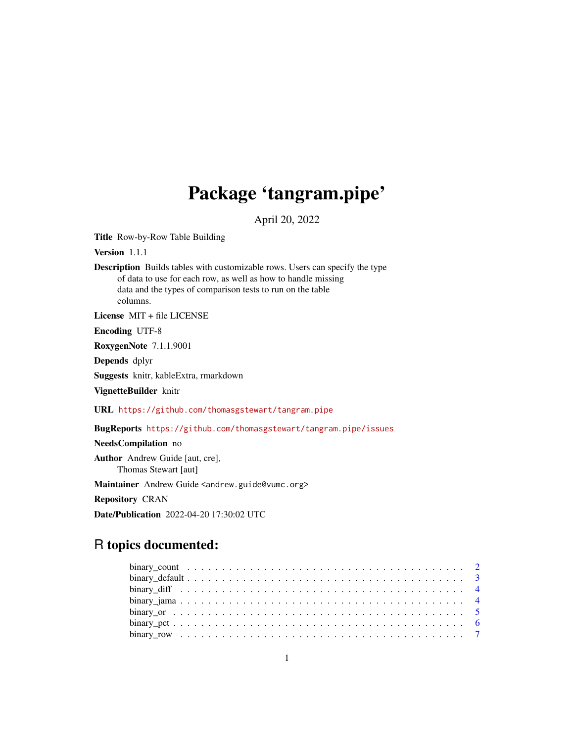# Package 'tangram.pipe'

April 20, 2022

**Title** Row-by-Row Table Building

**Version** 1.1.1

**Description** Builds tables with customizable rows. Users can specify the type of data to use for each row, as well as how to handle missing data and the types of comparison tests to run on the table columns.

**License** MIT + file LICENSE

**Encoding** UTF-8

**RoxygenNote** 7.1.1.9001

**Depends** dplyr

**Suggests** knitr, kableExtra, rmarkdown

**VignetteBuilder** knitr

**URL** https://github.com/thomasgstewart/tangram.pipe

**BugReports** https://github.com/thomasgstewart/tangram.pipe/issues

**NeedsCompilation** no

**Author** Andrew Guide [aut, cre], Thomas Stewart [aut]

**Maintainer** Andrew Guide <andrew.guide@vumc.org>

**Repository** CRAN

**Date/Publication** 2022-04-20 17:30:02 UTC

## R topics documented:

- binary_count . . . . . . . . . . . . . . . . . . . . . . . . . . . . . . . . . . . . . . . . 2
- binary_default . . . . . . . . . . . . . . . . . . . . . . . . . . . . . . . . . . . . . . . 3
- binary_diff . . . . . . . . . . . . . . . . . . . . . . . . . . . . . . . . . . . . . . . . . 4
- binary_jama . . . . . . . . . . . . . . . . . . . . . . . . . . . . . . . . . . . . . . . . 4
- binary_or . . . . . . . . . . . . . . . . . . . . . . . . . . . . . . . . . . . . . . . . . . 5
- binary_pct . . . . . . . . . . . . . . . . . . . . . . . . . . . . . . . . . . . . . . . . . 6
- binary_row . . . . . . . . . . . . . . . . . . . . . . . . . . . . . . . . . . . . . . . . . 7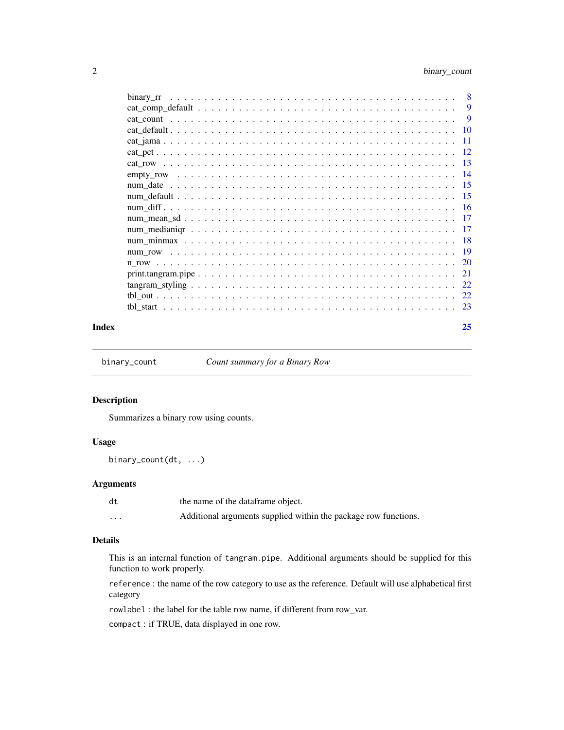| | |
|---|---|
| binary_rr | 8 |
| cat_comp_default | 9 |
| cat_count | 9 |
| cat_default | 10 |
| cat_jama | 11 |
| cat_pct | 12 |
| cat_row | 13 |
| empty_row | 14 |
| num_date | 15 |
| num_default | 15 |
| num_diff | 16 |
| num_mean_sd | 17 |
| num_mediniqr | 17 |
| num_minmax | 18 |
| num_row | 19 |
| n_row | 20 |
| print.tangram.pipe | 21 |
| tangram_styling | 22 |
| tbl_out | 22 |
| tbl_start | 23 |

**Index** **25**

---

`binary_count` *Count summary for a Binary Row*

---

## Description

Summarizes a binary row using counts.

## Usage

```
binary_count(dt, ...)
```

## Arguments

| | |
|---|---|
| `dt` | the name of the dataframe object. |
| `...` | Additional arguments supplied within the package row functions. |

## Details

This is an internal function of `tangram.pipe`. Additional arguments should be supplied for this function to work properly.

`reference` : the name of the row category to use as the reference. Default will use alphabetical first category

`rowlabel` : the label for the table row name, if different from row_var.

`compact` : if TRUE, data displayed in one row.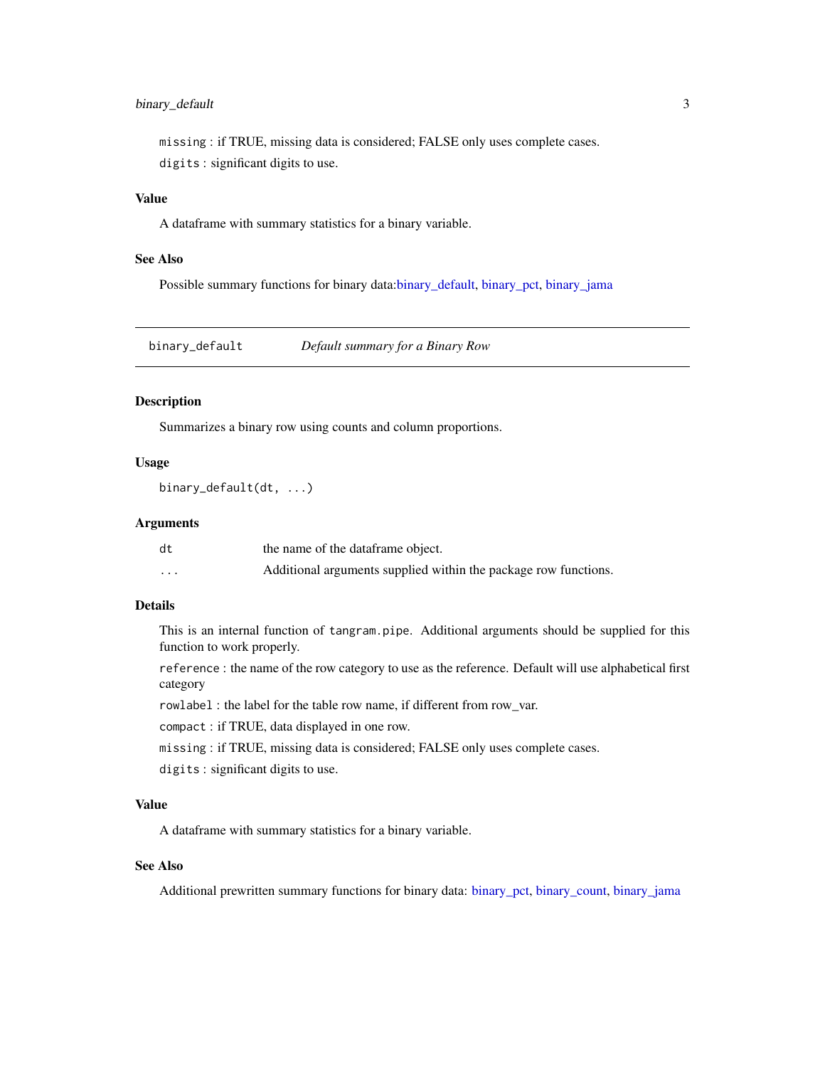`missing` : if TRUE, missing data is considered; FALSE only uses complete cases.

`digits` : significant digits to use.

### Value

A dataframe with summary statistics for a binary variable.

### See Also

Possible summary functions for binary data:binary_default, binary_pct, binary_jama

---

## binary_default — *Default summary for a Binary Row*

---

### Description

Summarizes a binary row using counts and column proportions.

### Usage

```
binary_default(dt, ...)
```

### Arguments

| | |
|---|---|
| `dt` | the name of the dataframe object. |
| `...` | Additional arguments supplied within the package row functions. |

### Details

This is an internal function of `tangram.pipe`. Additional arguments should be supplied for this function to work properly.

`reference` : the name of the row category to use as the reference. Default will use alphabetical first category

`rowlabel` : the label for the table row name, if different from row_var.

`compact` : if TRUE, data displayed in one row.

`missing` : if TRUE, missing data is considered; FALSE only uses complete cases.

`digits` : significant digits to use.

### Value

A dataframe with summary statistics for a binary variable.

### See Also

Additional prewritten summary functions for binary data: binary_pct, binary_count, binary_jama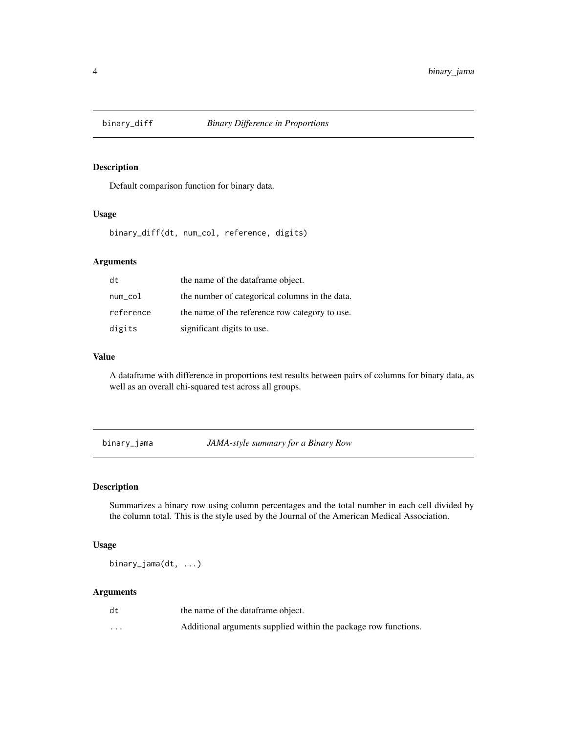## binary_diff — *Binary Difference in Proportions*

### Description

Default comparison function for binary data.

### Usage

```
binary_diff(dt, num_col, reference, digits)
```

### Arguments

| | |
|---|---|
| `dt` | the name of the dataframe object. |
| `num_col` | the number of categorical columns in the data. |
| `reference` | the name of the reference row category to use. |
| `digits` | significant digits to use. |

### Value

A dataframe with difference in proportions test results between pairs of columns for binary data, as well as an overall chi-squared test across all groups.

## binary_jama — *JAMA-style summary for a Binary Row*

### Description

Summarizes a binary row using column percentages and the total number in each cell divided by the column total. This is the style used by the Journal of the American Medical Association.

### Usage

```
binary_jama(dt, ...)
```

### Arguments

| | |
|---|---|
| `dt` | the name of the dataframe object. |
| `...` | Additional arguments supplied within the package row functions. |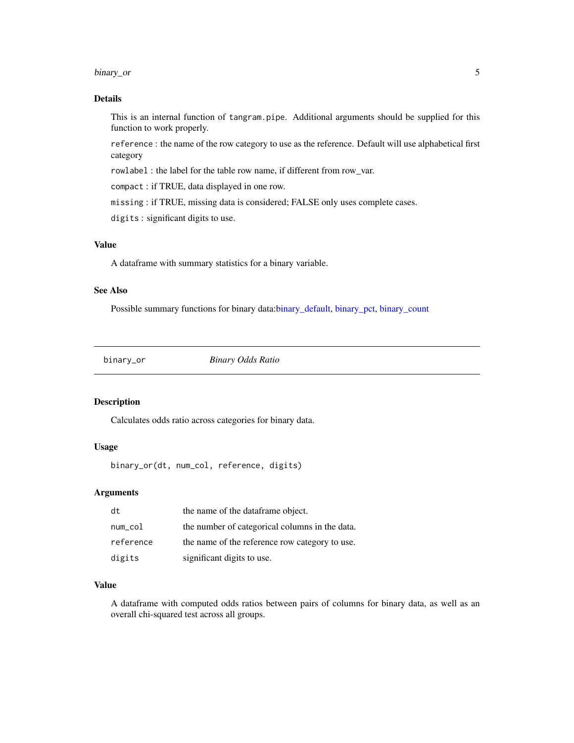### Details

This is an internal function of `tangram.pipe`. Additional arguments should be supplied for this function to work properly.

`reference` : the name of the row category to use as the reference. Default will use alphabetical first category

`rowlabel` : the label for the table row name, if different from row_var.

`compact` : if TRUE, data displayed in one row.

`missing` : if TRUE, missing data is considered; FALSE only uses complete cases.

`digits` : significant digits to use.

### Value

A dataframe with summary statistics for a binary variable.

### See Also

Possible summary functions for binary data:binary_default, binary_pct, binary_count

---

## binary_or    *Binary Odds Ratio*

---

### Description

Calculates odds ratio across categories for binary data.

### Usage

```
binary_or(dt, num_col, reference, digits)
```

### Arguments

| | |
|---|---|
| `dt` | the name of the dataframe object. |
| `num_col` | the number of categorical columns in the data. |
| `reference` | the name of the reference row category to use. |
| `digits` | significant digits to use. |

### Value

A dataframe with computed odds ratios between pairs of columns for binary data, as well as an overall chi-squared test across all groups.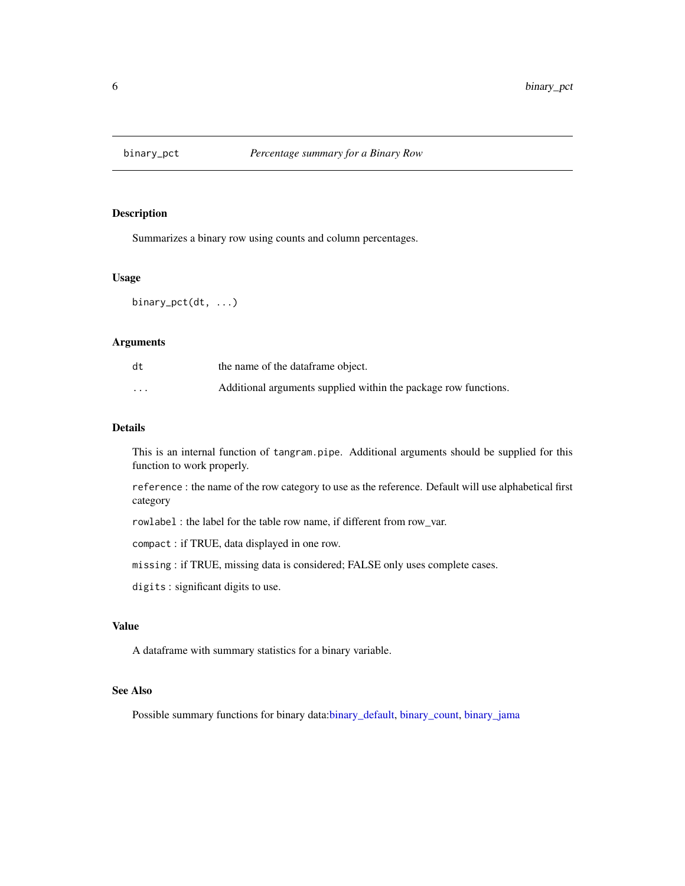binary_pct *Percentage summary for a Binary Row*

## Description

Summarizes a binary row using counts and column percentages.

## Usage

```
binary_pct(dt, ...)
```

## Arguments

| | |
|---|---|
| dt | the name of the dataframe object. |
| ... | Additional arguments supplied within the package row functions. |

## Details

This is an internal function of `tangram.pipe`. Additional arguments should be supplied for this function to work properly.

`reference` : the name of the row category to use as the reference. Default will use alphabetical first category

`rowlabel` : the label for the table row name, if different from row_var.

`compact` : if TRUE, data displayed in one row.

`missing` : if TRUE, missing data is considered; FALSE only uses complete cases.

`digits` : significant digits to use.

## Value

A dataframe with summary statistics for a binary variable.

## See Also

Possible summary functions for binary data:binary_default, binary_count, binary_jama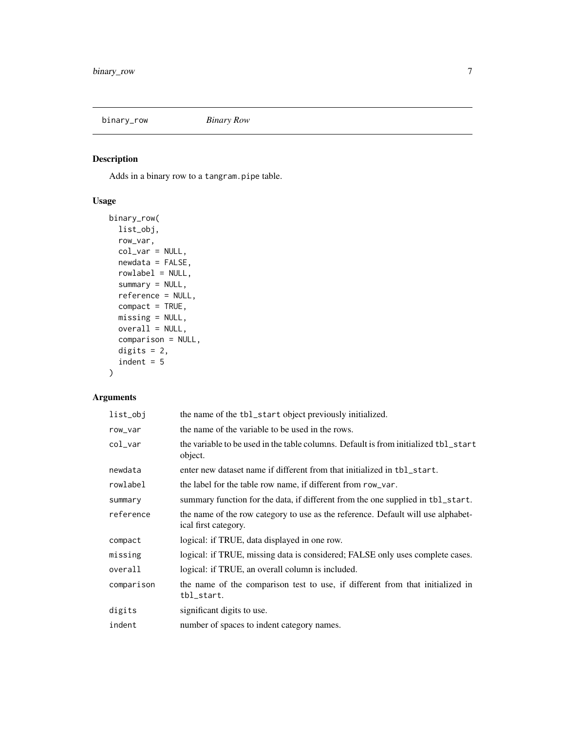## binary_row *Binary Row*

### Description

Adds in a binary row to a `tangram.pipe` table.

### Usage

```
binary_row(
  list_obj,
  row_var,
  col_var = NULL,
  newdata = FALSE,
  rowlabel = NULL,
  summary = NULL,
  reference = NULL,
  compact = TRUE,
  missing = NULL,
  overall = NULL,
  comparison = NULL,
  digits = 2,
  indent = 5
)
```

### Arguments

| | |
|---|---|
| `list_obj` | the name of the `tbl_start` object previously initialized. |
| `row_var` | the name of the variable to be used in the rows. |
| `col_var` | the variable to be used in the table columns. Default is from initialized `tbl_start` object. |
| `newdata` | enter new dataset name if different from that initialized in `tbl_start`. |
| `rowlabel` | the label for the table row name, if different from `row_var`. |
| `summary` | summary function for the data, if different from the one supplied in `tbl_start`. |
| `reference` | the name of the row category to use as the reference. Default will use alphabetical first category. |
| `compact` | logical: if TRUE, data displayed in one row. |
| `missing` | logical: if TRUE, missing data is considered; FALSE only uses complete cases. |
| `overall` | logical: if TRUE, an overall column is included. |
| `comparison` | the name of the comparison test to use, if different from that initialized in `tbl_start`. |
| `digits` | significant digits to use. |
| `indent` | number of spaces to indent category names. |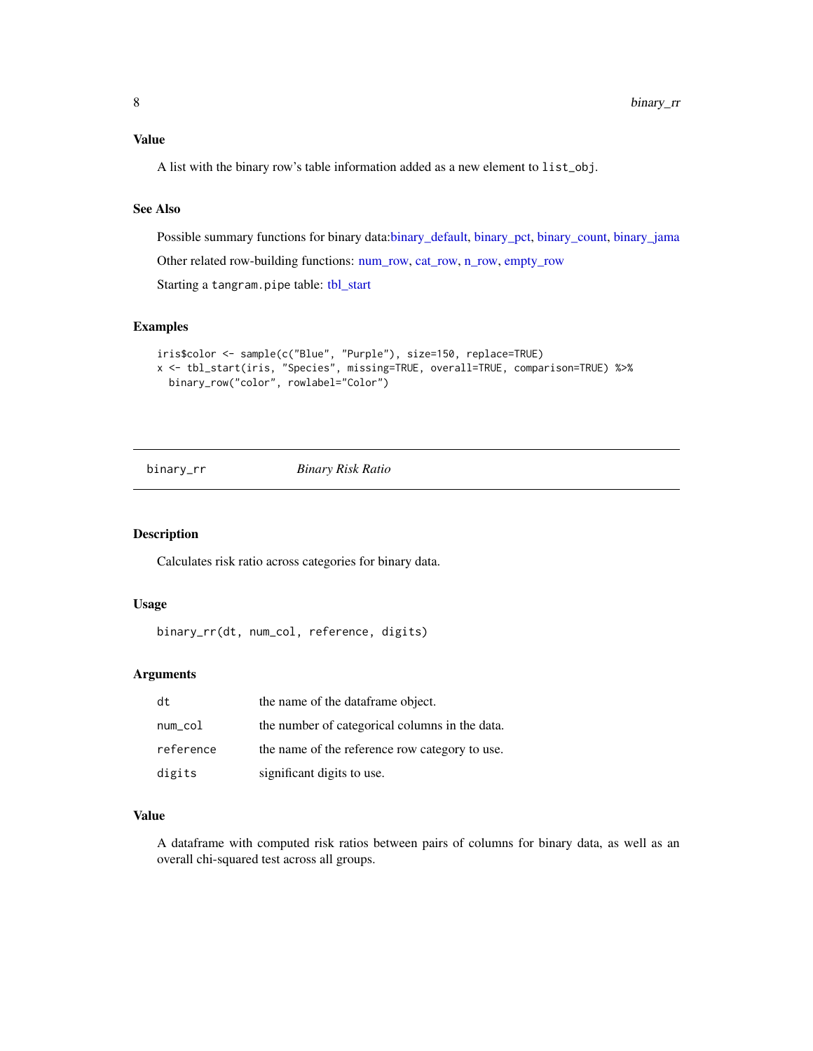## Value

A list with the binary row's table information added as a new element to `list_obj`.

## See Also

Possible summary functions for binary data:binary_default, binary_pct, binary_count, binary_jama

Other related row-building functions: num_row, cat_row, n_row, empty_row

Starting a `tangram.pipe` table: tbl_start

## Examples

```
iris$color <- sample(c("Blue", "Purple"), size=150, replace=TRUE)
x <- tbl_start(iris, "Species", missing=TRUE, overall=TRUE, comparison=TRUE) %>%
  binary_row("color", rowlabel="Color")
```

---

# binary_rr *Binary Risk Ratio*

## Description

Calculates risk ratio across categories for binary data.

## Usage

```
binary_rr(dt, num_col, reference, digits)
```

## Arguments

| | |
|---|---|
| dt | the name of the dataframe object. |
| num_col | the number of categorical columns in the data. |
| reference | the name of the reference row category to use. |
| digits | significant digits to use. |

## Value

A dataframe with computed risk ratios between pairs of columns for binary data, as well as an overall chi-squared test across all groups.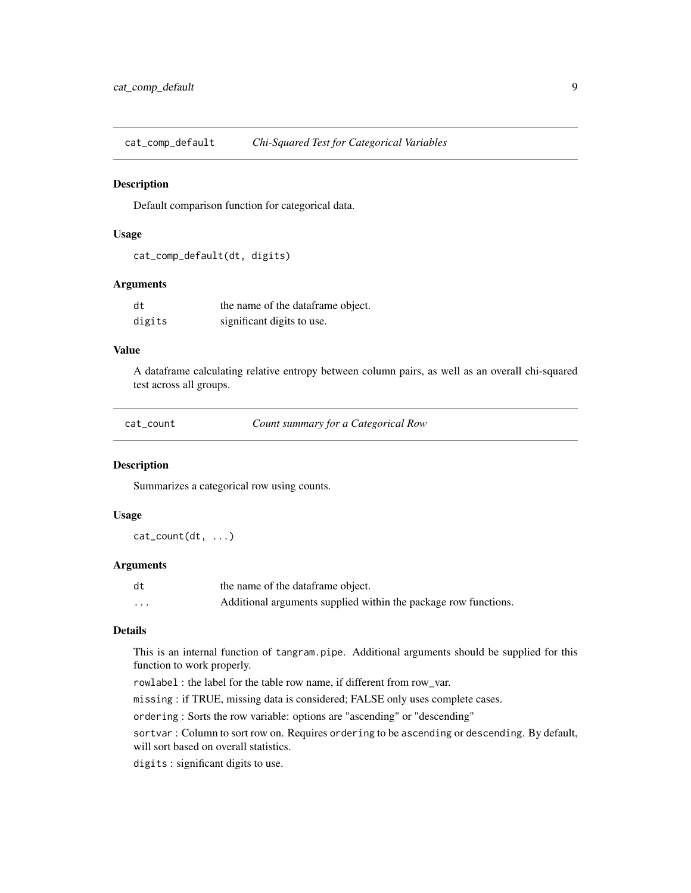## cat_comp_default *Chi-Squared Test for Categorical Variables*

### Description

Default comparison function for categorical data.

### Usage

```
cat_comp_default(dt, digits)
```

### Arguments

| | |
|---|---|
| dt | the name of the dataframe object. |
| digits | significant digits to use. |

### Value

A dataframe calculating relative entropy between column pairs, as well as an overall chi-squared test across all groups.

## cat_count *Count summary for a Categorical Row*

### Description

Summarizes a categorical row using counts.

### Usage

```
cat_count(dt, ...)
```

### Arguments

| | |
|---|---|
| dt | the name of the dataframe object. |
| ... | Additional arguments supplied within the package row functions. |

### Details

This is an internal function of `tangram.pipe`. Additional arguments should be supplied for this function to work properly.

`rowlabel` : the label for the table row name, if different from row_var.

`missing` : if TRUE, missing data is considered; FALSE only uses complete cases.

`ordering` : Sorts the row variable: options are "ascending" or "descending"

`sortvar` : Column to sort row on. Requires `ordering` to be `ascending` or `descending`. By default, will sort based on overall statistics.

`digits` : significant digits to use.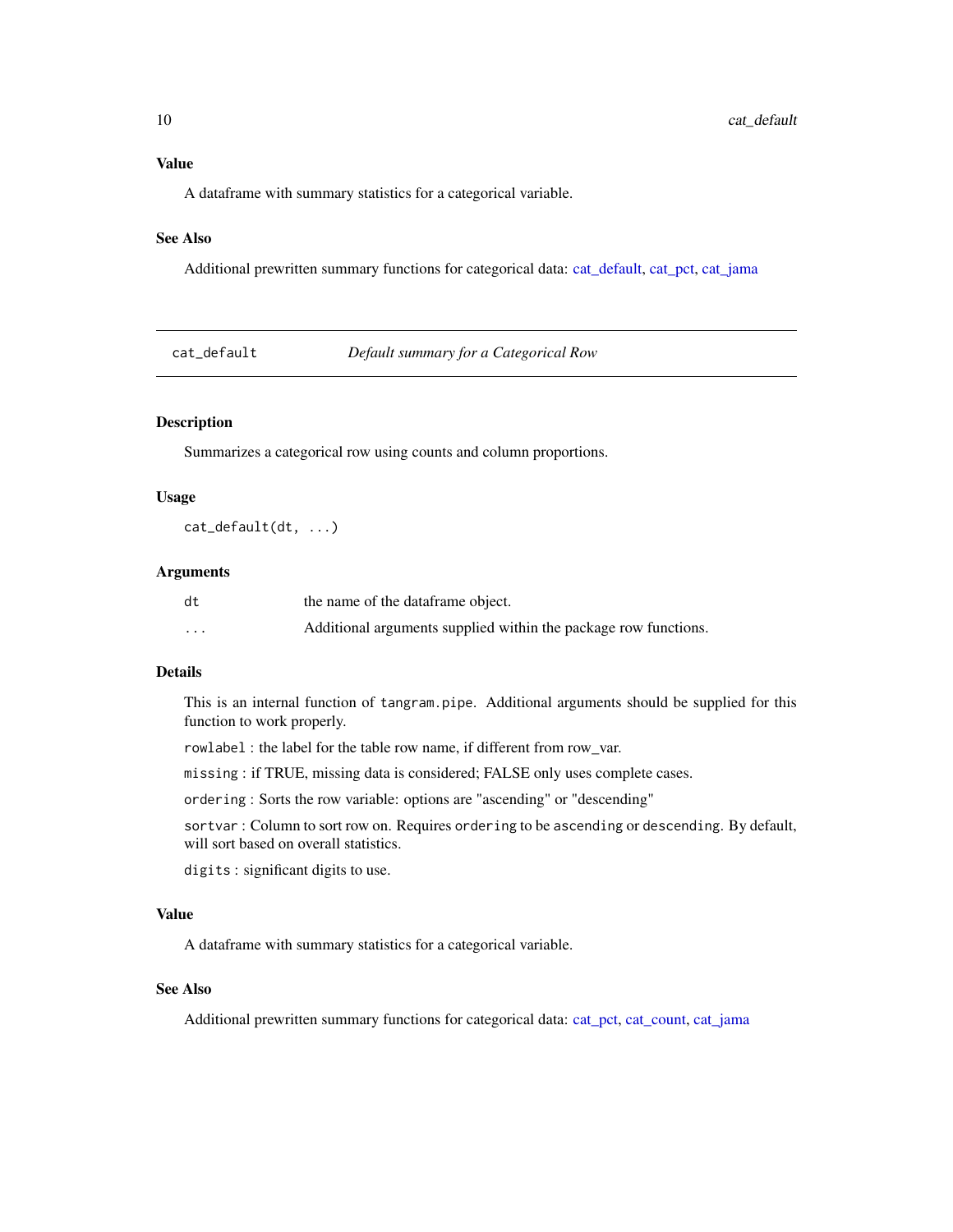### Value

A dataframe with summary statistics for a categorical variable.

### See Also

Additional prewritten summary functions for categorical data: cat_default, cat_pct, cat_jama

---

## cat_default — *Default summary for a Categorical Row*

---

### Description

Summarizes a categorical row using counts and column proportions.

### Usage

```
cat_default(dt, ...)
```

### Arguments

| | |
|---|---|
| `dt` | the name of the dataframe object. |
| `...` | Additional arguments supplied within the package row functions. |

### Details

This is an internal function of `tangram.pipe`. Additional arguments should be supplied for this function to work properly.

`rowlabel` : the label for the table row name, if different from row_var.

`missing` : if TRUE, missing data is considered; FALSE only uses complete cases.

`ordering` : Sorts the row variable: options are "ascending" or "descending"

`sortvar` : Column to sort row on. Requires `ordering` to be `ascending` or `descending`. By default, will sort based on overall statistics.

`digits` : significant digits to use.

### Value

A dataframe with summary statistics for a categorical variable.

### See Also

Additional prewritten summary functions for categorical data: cat_pct, cat_count, cat_jama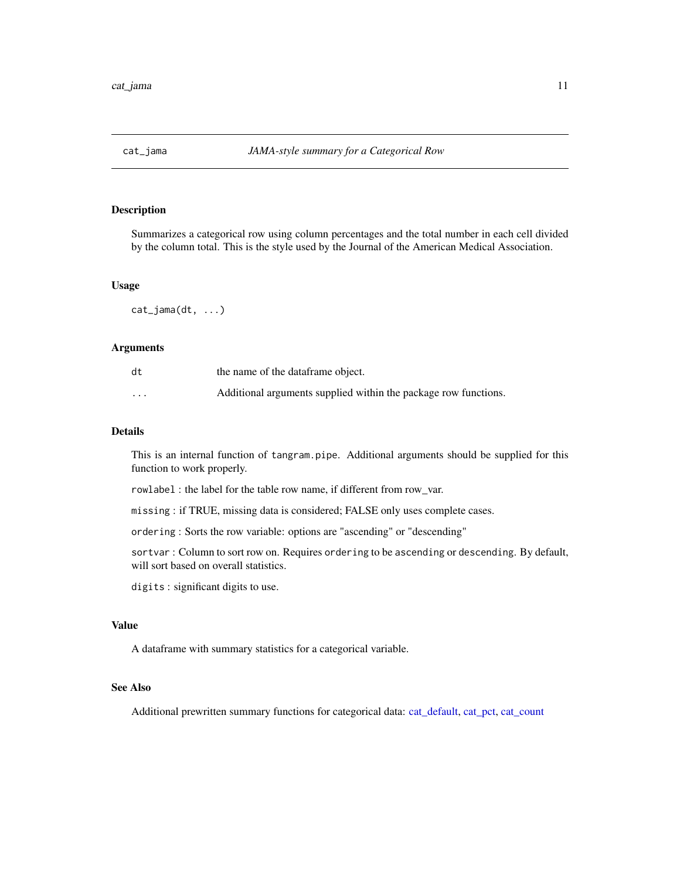## cat_jama — *JAMA-style summary for a Categorical Row*

### Description

Summarizes a categorical row using column percentages and the total number in each cell divided by the column total. This is the style used by the Journal of the American Medical Association.

### Usage

```
cat_jama(dt, ...)
```

### Arguments

| | |
|---|---|
| `dt` | the name of the dataframe object. |
| `...` | Additional arguments supplied within the package row functions. |

### Details

This is an internal function of `tangram.pipe`. Additional arguments should be supplied for this function to work properly.

`rowlabel` : the label for the table row name, if different from row_var.

`missing` : if TRUE, missing data is considered; FALSE only uses complete cases.

`ordering` : Sorts the row variable: options are "ascending" or "descending"

`sortvar` : Column to sort row on. Requires `ordering` to be `ascending` or `descending`. By default, will sort based on overall statistics.

`digits` : significant digits to use.

### Value

A dataframe with summary statistics for a categorical variable.

### See Also

Additional prewritten summary functions for categorical data: cat_default, cat_pct, cat_count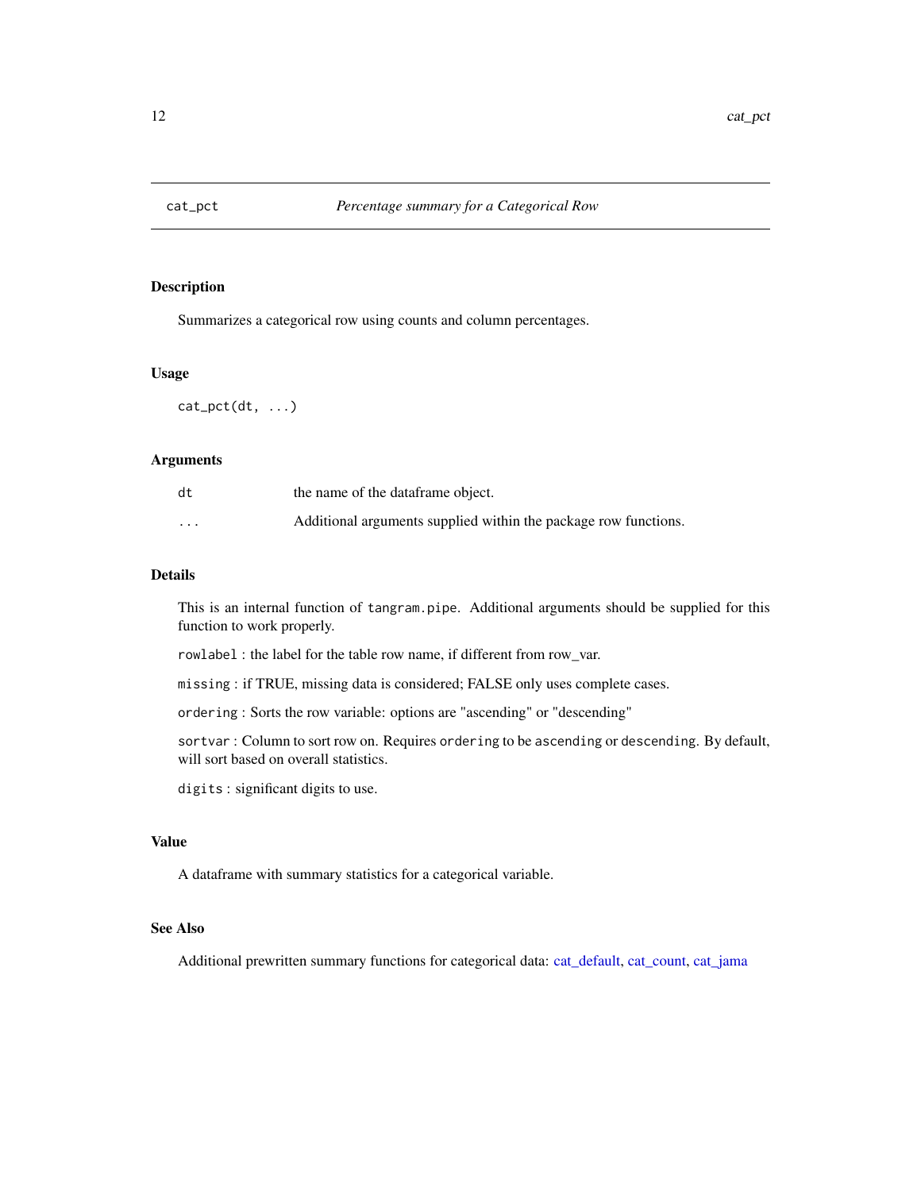# cat_pct — *Percentage summary for a Categorical Row*

## Description

Summarizes a categorical row using counts and column percentages.

## Usage

```
cat_pct(dt, ...)
```

## Arguments

| | |
|---|---|
| `dt` | the name of the dataframe object. |
| `...` | Additional arguments supplied within the package row functions. |

## Details

This is an internal function of `tangram.pipe`. Additional arguments should be supplied for this function to work properly.

`rowlabel` : the label for the table row name, if different from row_var.

`missing` : if TRUE, missing data is considered; FALSE only uses complete cases.

`ordering` : Sorts the row variable: options are "ascending" or "descending"

`sortvar` : Column to sort row on. Requires `ordering` to be `ascending` or `descending`. By default, will sort based on overall statistics.

`digits` : significant digits to use.

## Value

A dataframe with summary statistics for a categorical variable.

## See Also

Additional prewritten summary functions for categorical data: cat_default, cat_count, cat_jama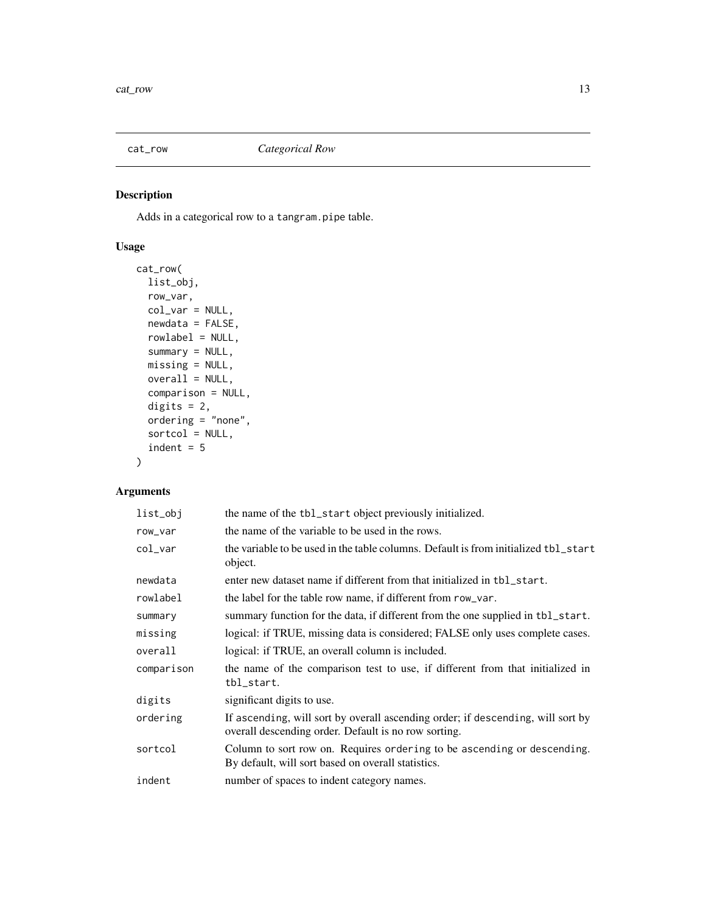## cat_row — *Categorical Row*

### Description

Adds in a categorical row to a tangram.pipe table.

### Usage

```
cat_row(
  list_obj,
  row_var,
  col_var = NULL,
  newdata = FALSE,
  rowlabel = NULL,
  summary = NULL,
  missing = NULL,
  overall = NULL,
  comparison = NULL,
  digits = 2,
  ordering = "none",
  sortcol = NULL,
  indent = 5
)
```

### Arguments

| Argument | Description |
|---|---|
| list_obj | the name of the tbl_start object previously initialized. |
| row_var | the name of the variable to be used in the rows. |
| col_var | the variable to be used in the table columns. Default is from initialized tbl_start object. |
| newdata | enter new dataset name if different from that initialized in tbl_start. |
| rowlabel | the label for the table row name, if different from row_var. |
| summary | summary function for the data, if different from the one supplied in tbl_start. |
| missing | logical: if TRUE, missing data is considered; FALSE only uses complete cases. |
| overall | logical: if TRUE, an overall column is included. |
| comparison | the name of the comparison test to use, if different from that initialized in tbl_start. |
| digits | significant digits to use. |
| ordering | If ascending, will sort by overall ascending order; if descending, will sort by overall descending order. Default is no row sorting. |
| sortcol | Column to sort row on. Requires ordering to be ascending or descending. By default, will sort based on overall statistics. |
| indent | number of spaces to indent category names. |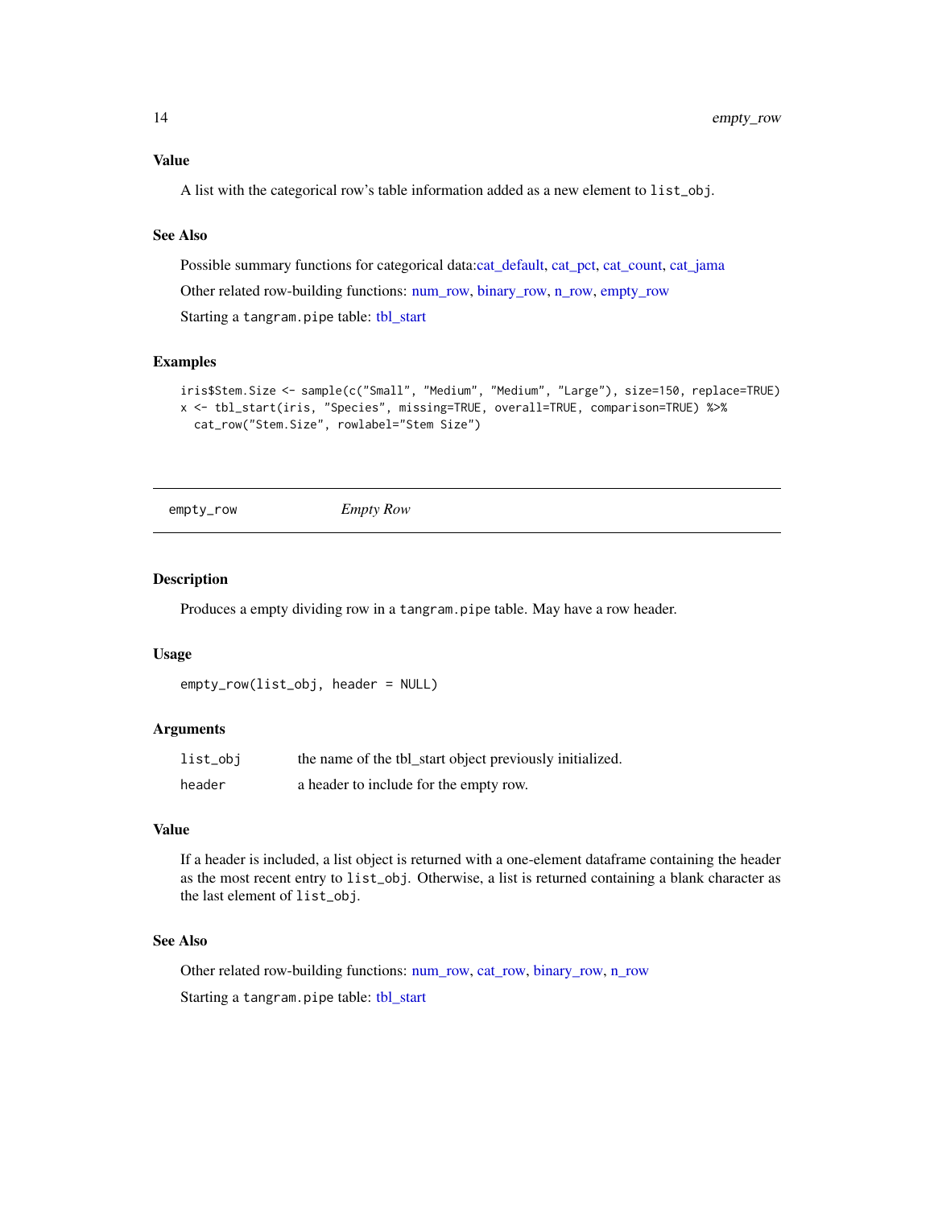### Value

A list with the categorical row's table information added as a new element to `list_obj`.

### See Also

Possible summary functions for categorical data:cat_default, cat_pct, cat_count, cat_jama

Other related row-building functions: num_row, binary_row, n_row, empty_row

Starting a `tangram.pipe` table: tbl_start

### Examples

```
iris$Stem.Size <- sample(c("Small", "Medium", "Medium", "Large"), size=150, replace=TRUE)
x <- tbl_start(iris, "Species", missing=TRUE, overall=TRUE, comparison=TRUE) %>%
  cat_row("Stem.Size", rowlabel="Stem Size")
```

---

## empty_row *Empty Row*

---

### Description

Produces a empty dividing row in a `tangram.pipe` table. May have a row header.

### Usage

```
empty_row(list_obj, header = NULL)
```

### Arguments

| | |
|---|---|
| `list_obj` | the name of the tbl_start object previously initialized. |
| `header` | a header to include for the empty row. |

### Value

If a header is included, a list object is returned with a one-element dataframe containing the header as the most recent entry to `list_obj`. Otherwise, a list is returned containing a blank character as the last element of `list_obj`.

### See Also

Other related row-building functions: num_row, cat_row, binary_row, n_row

Starting a `tangram.pipe` table: tbl_start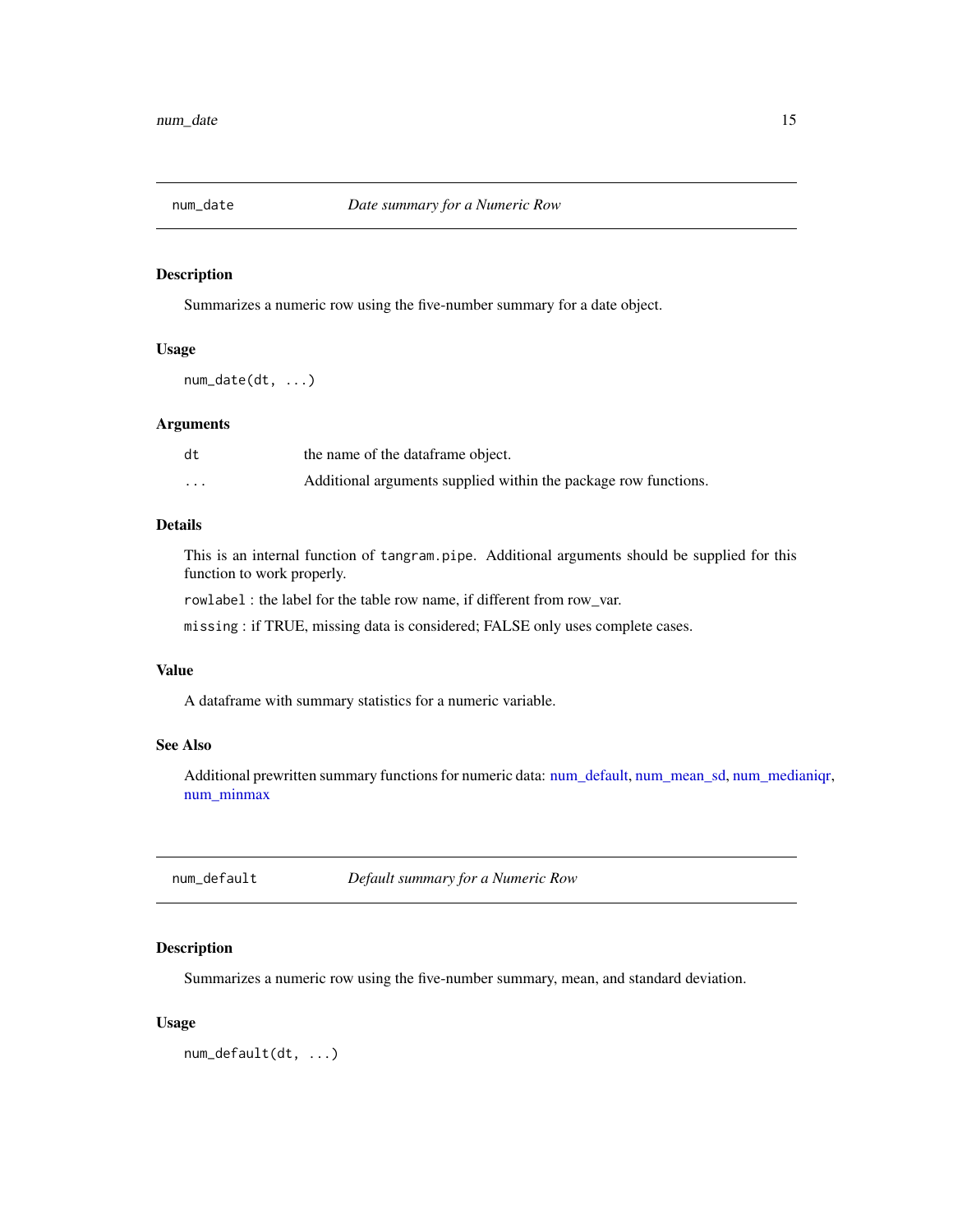## num_date *Date summary for a Numeric Row*

### Description

Summarizes a numeric row using the five-number summary for a date object.

### Usage

```
num_date(dt, ...)
```

### Arguments

| | |
|---|---|
| dt | the name of the dataframe object. |
| ... | Additional arguments supplied within the package row functions. |

### Details

This is an internal function of `tangram.pipe`. Additional arguments should be supplied for this function to work properly.

`rowlabel` : the label for the table row name, if different from row_var.

`missing` : if TRUE, missing data is considered; FALSE only uses complete cases.

### Value

A dataframe with summary statistics for a numeric variable.

### See Also

Additional prewritten summary functions for numeric data: num_default, num_mean_sd, num_medianiqr, num_minmax

## num_default *Default summary for a Numeric Row*

### Description

Summarizes a numeric row using the five-number summary, mean, and standard deviation.

### Usage

```
num_default(dt, ...)
```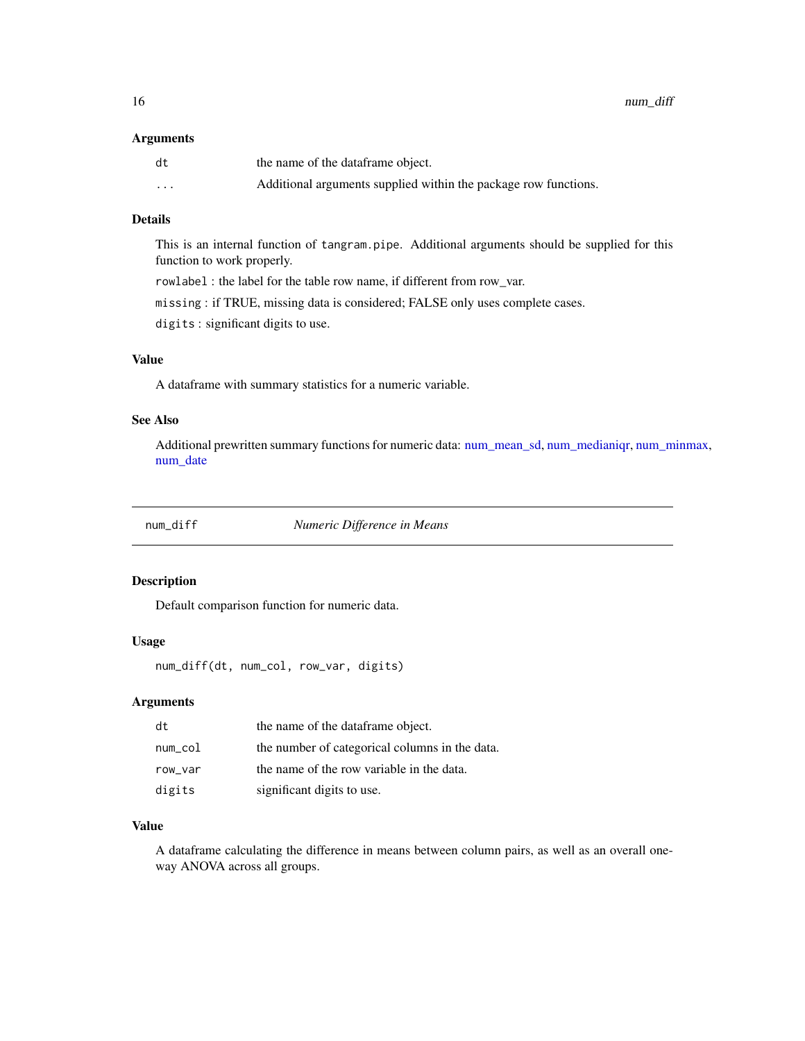### Arguments

| | |
|---|---|
| `dt` | the name of the dataframe object. |
| `...` | Additional arguments supplied within the package row functions. |

### Details

This is an internal function of `tangram.pipe`. Additional arguments should be supplied for this function to work properly.

`rowlabel` : the label for the table row name, if different from row_var.

`missing` : if TRUE, missing data is considered; FALSE only uses complete cases.

`digits` : significant digits to use.

### Value

A dataframe with summary statistics for a numeric variable.

### See Also

Additional prewritten summary functions for numeric data: num_mean_sd, num_medianiqr, num_minmax, num_date

---

## num_diff *Numeric Difference in Means*

---

### Description

Default comparison function for numeric data.

### Usage

```
num_diff(dt, num_col, row_var, digits)
```

### Arguments

| | |
|---|---|
| `dt` | the name of the dataframe object. |
| `num_col` | the number of categorical columns in the data. |
| `row_var` | the name of the row variable in the data. |
| `digits` | significant digits to use. |

### Value

A dataframe calculating the difference in means between column pairs, as well as an overall one-way ANOVA across all groups.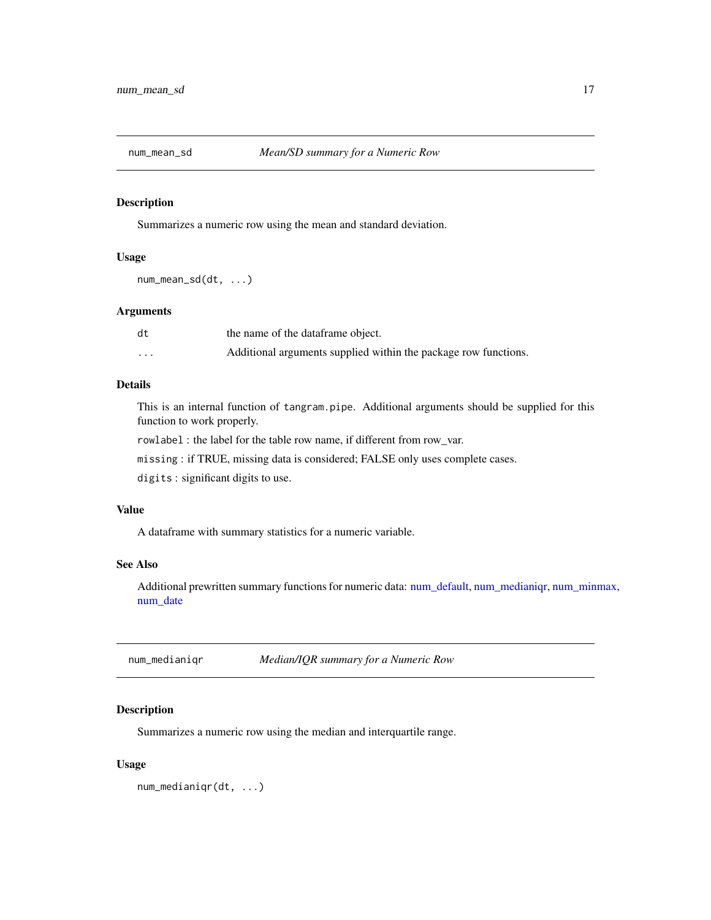## num_mean_sd — *Mean/SD summary for a Numeric Row*

### Description

Summarizes a numeric row using the mean and standard deviation.

### Usage

```
num_mean_sd(dt, ...)
```

### Arguments

| | |
|---|---|
| dt | the name of the dataframe object. |
| ... | Additional arguments supplied within the package row functions. |

### Details

This is an internal function of `tangram.pipe`. Additional arguments should be supplied for this function to work properly.

`rowlabel` : the label for the table row name, if different from row_var.

`missing` : if TRUE, missing data is considered; FALSE only uses complete cases.

`digits` : significant digits to use.

### Value

A dataframe with summary statistics for a numeric variable.

### See Also

Additional prewritten summary functions for numeric data: num_default, num_medianiqr, num_minmax, num_date

## num_medianiqr — *Median/IQR summary for a Numeric Row*

### Description

Summarizes a numeric row using the median and interquartile range.

### Usage

```
num_medianiqr(dt, ...)
```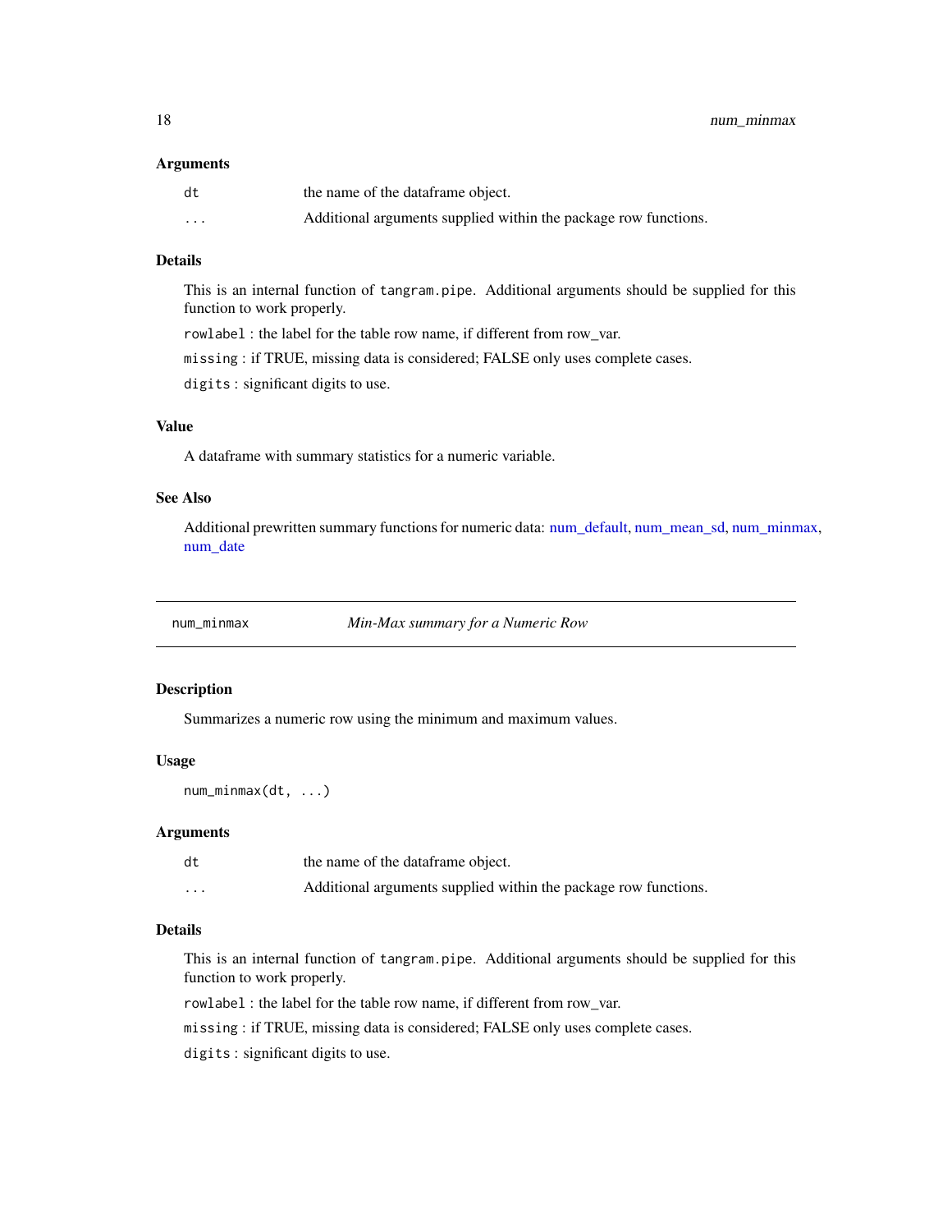### Arguments

| | |
|---|---|
| `dt` | the name of the dataframe object. |
| `...` | Additional arguments supplied within the package row functions. |

### Details

This is an internal function of `tangram.pipe`. Additional arguments should be supplied for this function to work properly.

`rowlabel` : the label for the table row name, if different from row_var.

`missing` : if TRUE, missing data is considered; FALSE only uses complete cases.

`digits` : significant digits to use.

### Value

A dataframe with summary statistics for a numeric variable.

### See Also

Additional prewritten summary functions for numeric data: num_default, num_mean_sd, num_minmax, num_date

---

## num_minmax — *Min-Max summary for a Numeric Row*

### Description

Summarizes a numeric row using the minimum and maximum values.

### Usage

```
num_minmax(dt, ...)
```

### Arguments

| | |
|---|---|
| `dt` | the name of the dataframe object. |
| `...` | Additional arguments supplied within the package row functions. |

### Details

This is an internal function of `tangram.pipe`. Additional arguments should be supplied for this function to work properly.

`rowlabel` : the label for the table row name, if different from row_var.

`missing` : if TRUE, missing data is considered; FALSE only uses complete cases.

`digits` : significant digits to use.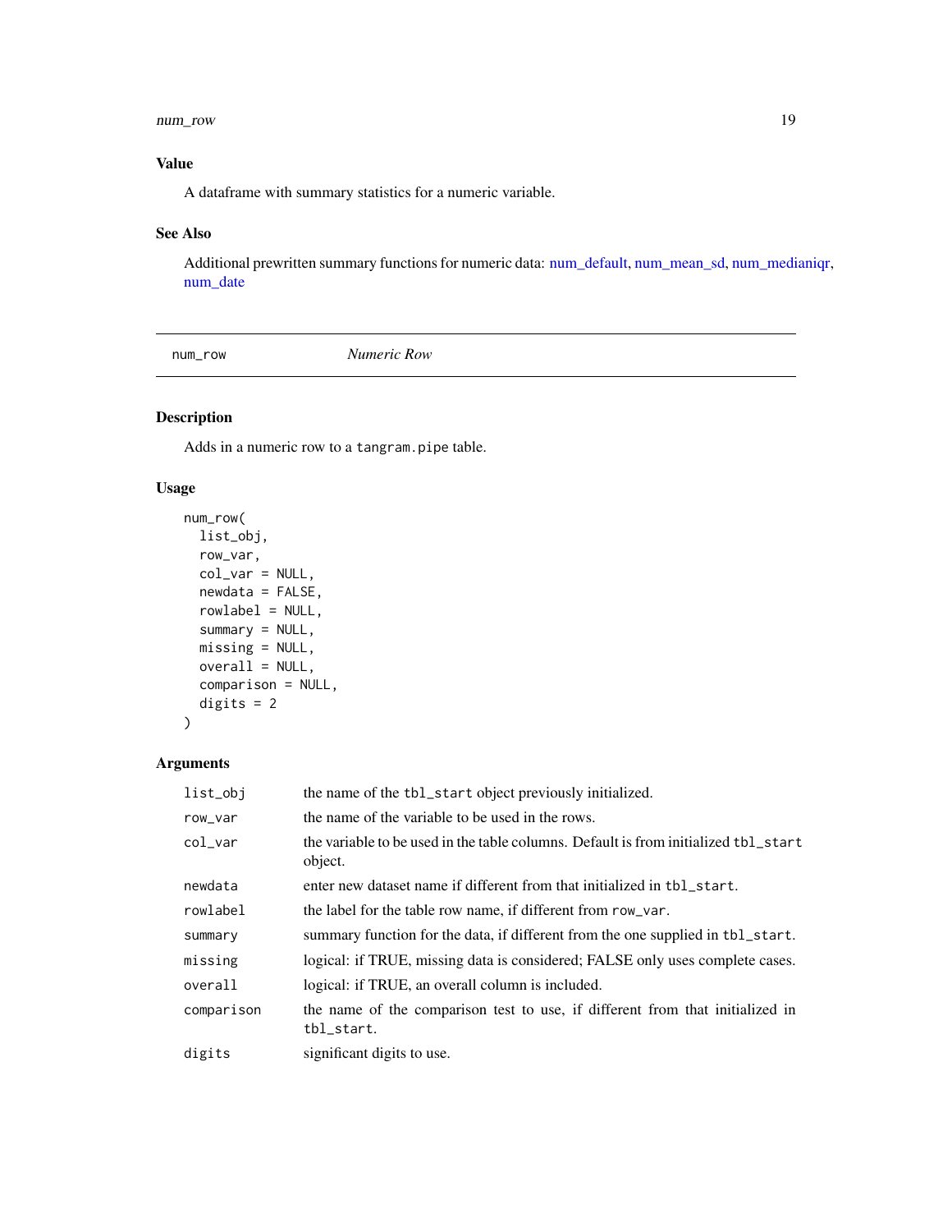### Value

A dataframe with summary statistics for a numeric variable.

### See Also

Additional prewritten summary functions for numeric data: num_default, num_mean_sd, num_medianiqr, num_date

---

## num_row — *Numeric Row*

---

### Description

Adds in a numeric row to a `tangram.pipe` table.

### Usage

```
num_row(
  list_obj,
  row_var,
  col_var = NULL,
  newdata = FALSE,
  rowlabel = NULL,
  summary = NULL,
  missing = NULL,
  overall = NULL,
  comparison = NULL,
  digits = 2
)
```

### Arguments

| | |
|---|---|
| `list_obj` | the name of the `tbl_start` object previously initialized. |
| `row_var` | the name of the variable to be used in the rows. |
| `col_var` | the variable to be used in the table columns. Default is from initialized `tbl_start` object. |
| `newdata` | enter new dataset name if different from that initialized in `tbl_start`. |
| `rowlabel` | the label for the table row name, if different from `row_var`. |
| `summary` | summary function for the data, if different from the one supplied in `tbl_start`. |
| `missing` | logical: if TRUE, missing data is considered; FALSE only uses complete cases. |
| `overall` | logical: if TRUE, an overall column is included. |
| `comparison` | the name of the comparison test to use, if different from that initialized in `tbl_start`. |
| `digits` | significant digits to use. |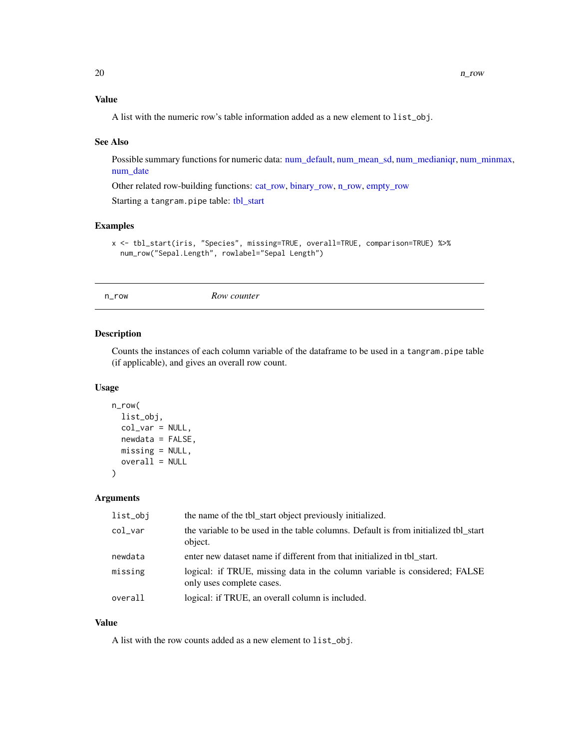### Value

A list with the numeric row's table information added as a new element to list_obj.

### See Also

Possible summary functions for numeric data: num_default, num_mean_sd, num_medianiqr, num_minmax, num_date

Other related row-building functions: cat_row, binary_row, n_row, empty_row

Starting a tangram.pipe table: tbl_start

### Examples

```
x <- tbl_start(iris, "Species", missing=TRUE, overall=TRUE, comparison=TRUE) %>%
  num_row("Sepal.Length", rowlabel="Sepal Length")
```

---

## n_row *Row counter*

---

### Description

Counts the instances of each column variable of the dataframe to be used in a tangram.pipe table (if applicable), and gives an overall row count.

### Usage

```
n_row(
  list_obj,
  col_var = NULL,
  newdata = FALSE,
  missing = NULL,
  overall = NULL
)
```

### Arguments

| | |
|---|---|
| list_obj | the name of the tbl_start object previously initialized. |
| col_var | the variable to be used in the table columns. Default is from initialized tbl_start object. |
| newdata | enter new dataset name if different from that initialized in tbl_start. |
| missing | logical: if TRUE, missing data in the column variable is considered; FALSE only uses complete cases. |
| overall | logical: if TRUE, an overall column is included. |

### Value

A list with the row counts added as a new element to list_obj.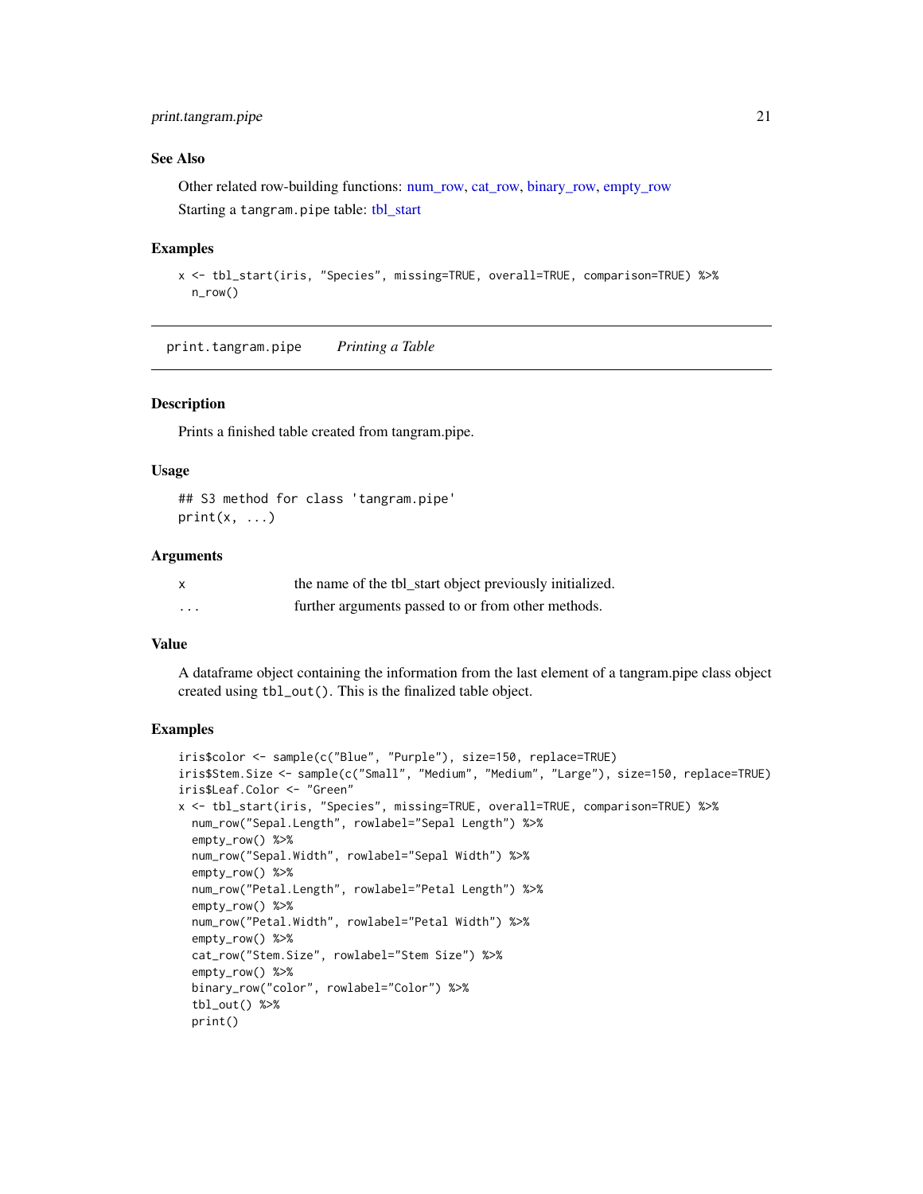### See Also

Other related row-building functions: num_row, cat_row, binary_row, empty_row

Starting a tangram.pipe table: tbl_start

### Examples

```
x <- tbl_start(iris, "Species", missing=TRUE, overall=TRUE, comparison=TRUE) %>%
  n_row()
```

---

## print.tangram.pipe *Printing a Table*

### Description

Prints a finished table created from tangram.pipe.

### Usage

```
## S3 method for class 'tangram.pipe'
print(x, ...)
```

### Arguments

| | |
|---|---|
| x | the name of the tbl_start object previously initialized. |
| ... | further arguments passed to or from other methods. |

### Value

A dataframe object containing the information from the last element of a tangram.pipe class object created using `tbl_out()`. This is the finalized table object.

### Examples

```
iris$color <- sample(c("Blue", "Purple"), size=150, replace=TRUE)
iris$Stem.Size <- sample(c("Small", "Medium", "Medium", "Large"), size=150, replace=TRUE)
iris$Leaf.Color <- "Green"
x <- tbl_start(iris, "Species", missing=TRUE, overall=TRUE, comparison=TRUE) %>%
  num_row("Sepal.Length", rowlabel="Sepal Length") %>%
  empty_row() %>%
  num_row("Sepal.Width", rowlabel="Sepal Width") %>%
  empty_row() %>%
  num_row("Petal.Length", rowlabel="Petal Length") %>%
  empty_row() %>%
  num_row("Petal.Width", rowlabel="Petal Width") %>%
  empty_row() %>%
  cat_row("Stem.Size", rowlabel="Stem Size") %>%
  empty_row() %>%
  binary_row("color", rowlabel="Color") %>%
  tbl_out() %>%
  print()
```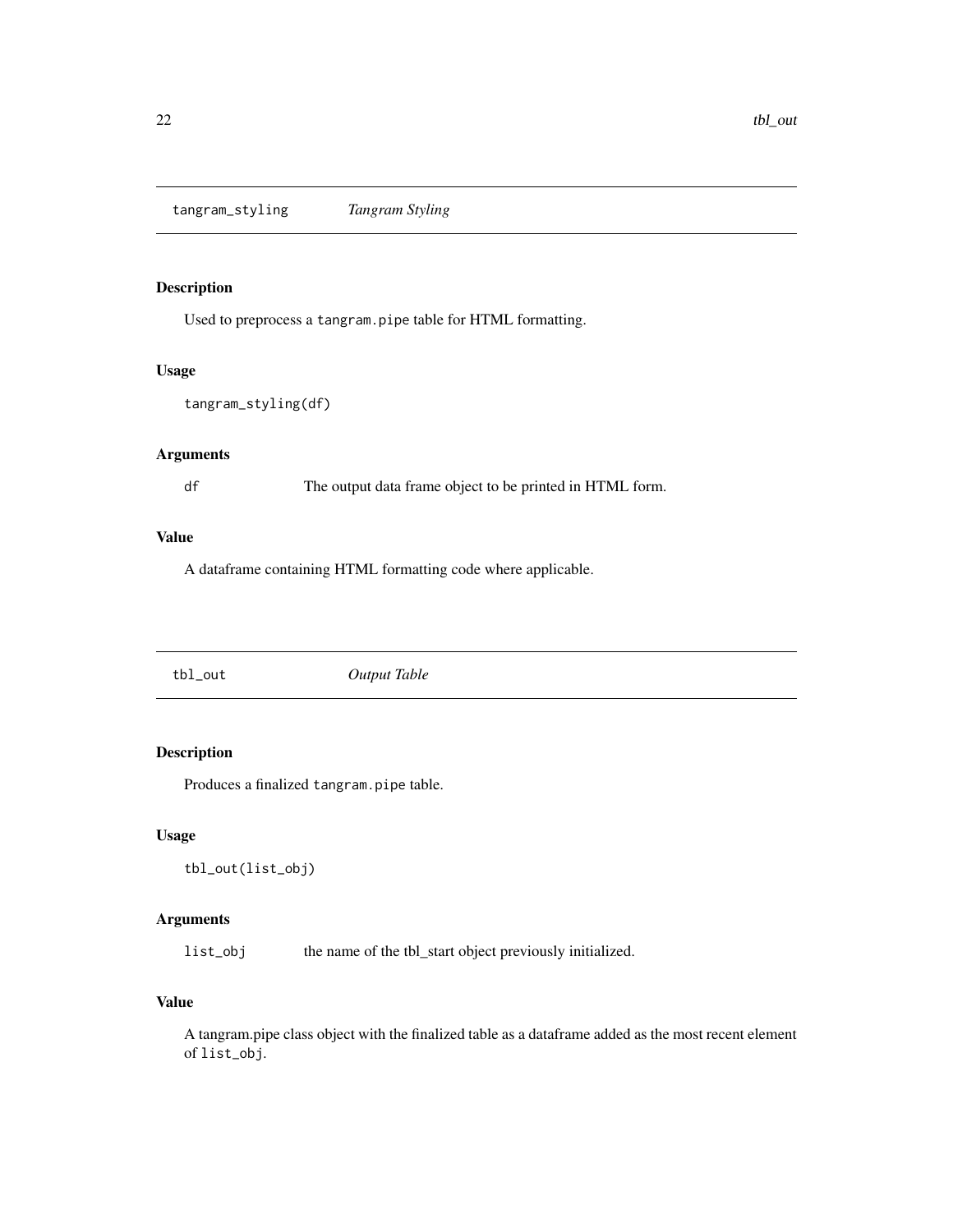## tangram_styling *Tangram Styling*

### Description

Used to preprocess a `tangram.pipe` table for HTML formatting.

### Usage

```
tangram_styling(df)
```

### Arguments

`df` The output data frame object to be printed in HTML form.

### Value

A dataframe containing HTML formatting code where applicable.

## tbl_out *Output Table*

### Description

Produces a finalized `tangram.pipe` table.

### Usage

```
tbl_out(list_obj)
```

### Arguments

`list_obj` the name of the tbl_start object previously initialized.

### Value

A tangram.pipe class object with the finalized table as a dataframe added as the most recent element of `list_obj`.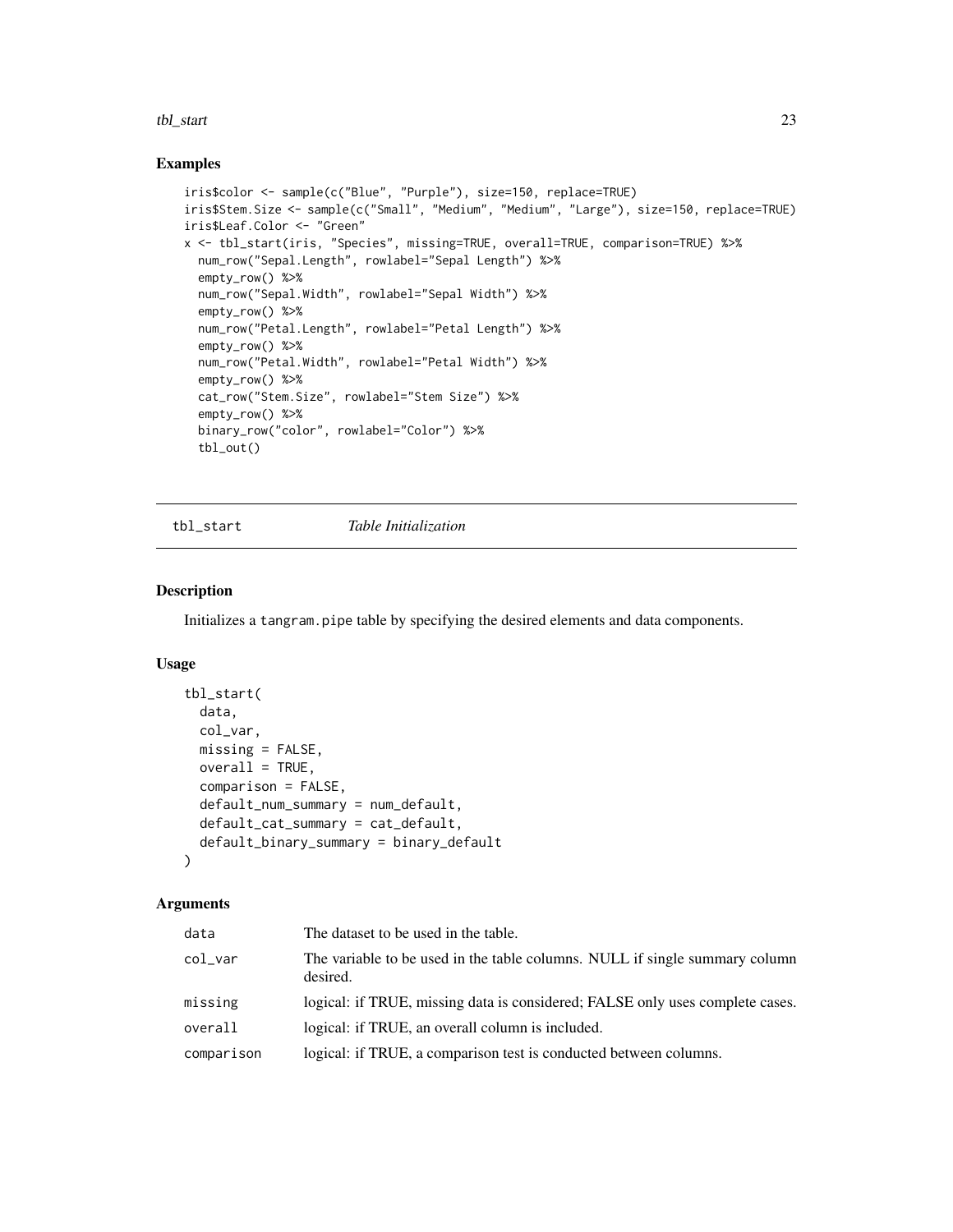## Examples

```
iris$color <- sample(c("Blue", "Purple"), size=150, replace=TRUE)
iris$Stem.Size <- sample(c("Small", "Medium", "Medium", "Large"), size=150, replace=TRUE)
iris$Leaf.Color <- "Green"
x <- tbl_start(iris, "Species", missing=TRUE, overall=TRUE, comparison=TRUE) %>%
  num_row("Sepal.Length", rowlabel="Sepal Length") %>%
  empty_row() %>%
  num_row("Sepal.Width", rowlabel="Sepal Width") %>%
  empty_row() %>%
  num_row("Petal.Length", rowlabel="Petal Length") %>%
  empty_row() %>%
  num_row("Petal.Width", rowlabel="Petal Width") %>%
  empty_row() %>%
  cat_row("Stem.Size", rowlabel="Stem Size") %>%
  empty_row() %>%
  binary_row("color", rowlabel="Color") %>%
  tbl_out()
```

---

`tbl_start` *Table Initialization*

---

## Description

Initializes a `tangram.pipe` table by specifying the desired elements and data components.

## Usage

```
tbl_start(
  data,
  col_var,
  missing = FALSE,
  overall = TRUE,
  comparison = FALSE,
  default_num_summary = num_default,
  default_cat_summary = cat_default,
  default_binary_summary = binary_default
)
```

## Arguments

| | |
|---|---|
| `data` | The dataset to be used in the table. |
| `col_var` | The variable to be used in the table columns. NULL if single summary column desired. |
| `missing` | logical: if TRUE, missing data is considered; FALSE only uses complete cases. |
| `overall` | logical: if TRUE, an overall column is included. |
| `comparison` | logical: if TRUE, a comparison test is conducted between columns. |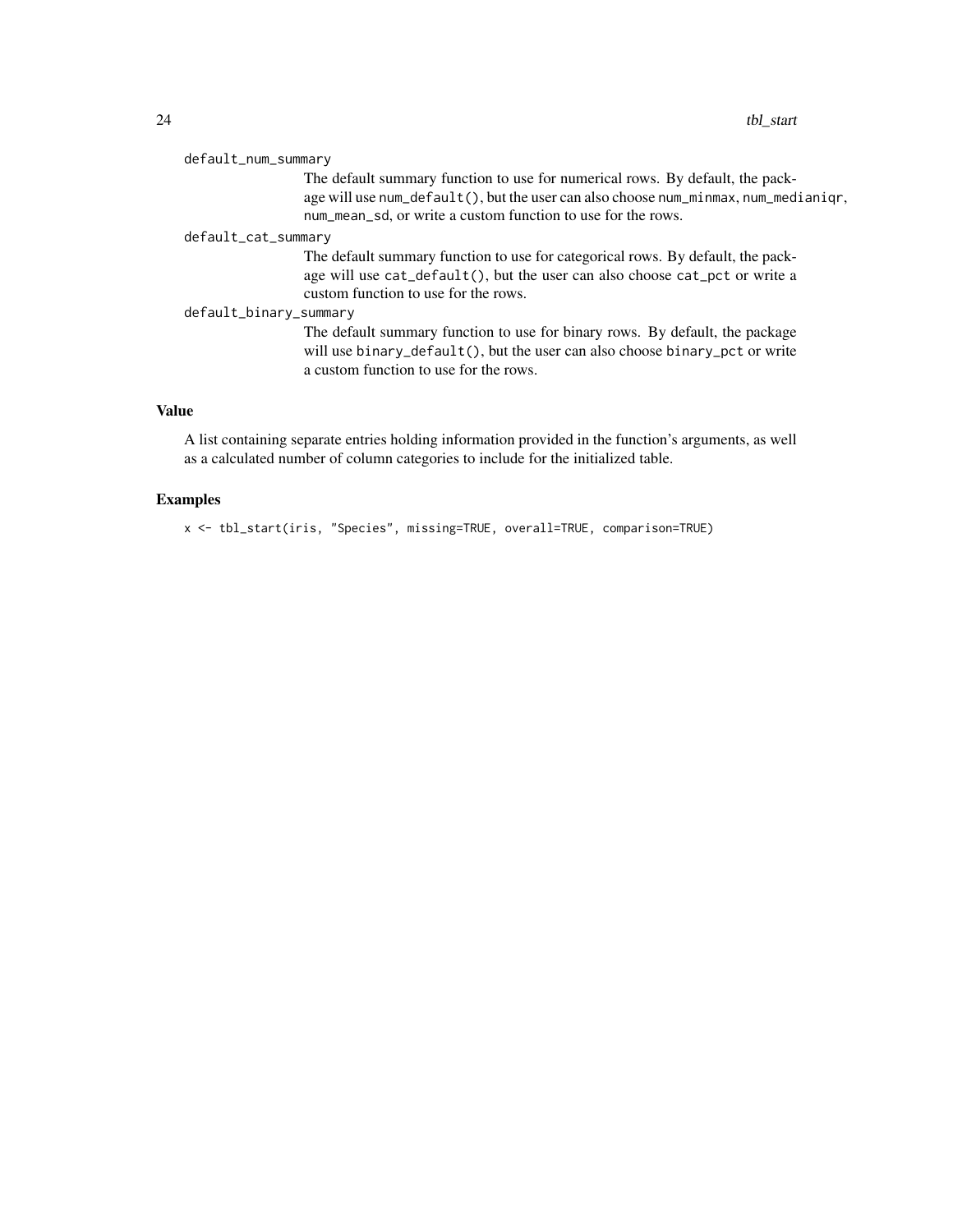`default_num_summary`
: The default summary function to use for numerical rows. By default, the package will use `num_default()`, but the user can also choose `num_minmax`, `num_medianiqr`, `num_mean_sd`, or write a custom function to use for the rows.

`default_cat_summary`
: The default summary function to use for categorical rows. By default, the package will use `cat_default()`, but the user can also choose `cat_pct` or write a custom function to use for the rows.

`default_binary_summary`
: The default summary function to use for binary rows. By default, the package will use `binary_default()`, but the user can also choose `binary_pct` or write a custom function to use for the rows.

## Value

A list containing separate entries holding information provided in the function's arguments, as well as a calculated number of column categories to include for the initialized table.

## Examples

```
x <- tbl_start(iris, "Species", missing=TRUE, overall=TRUE, comparison=TRUE)
```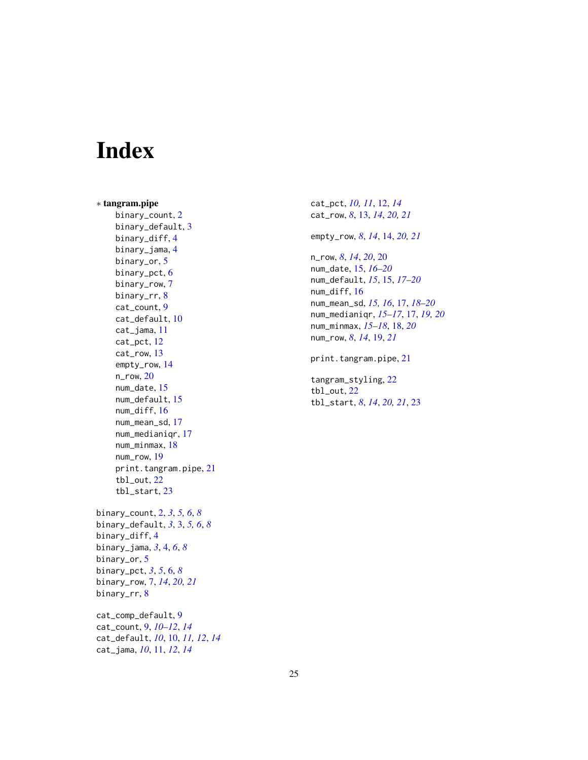# Index

∗ **tangram.pipe**
- binary_count, 2
- binary_default, 3
- binary_diff, 4
- binary_jama, 4
- binary_or, 5
- binary_pct, 6
- binary_row, 7
- binary_rr, 8
- cat_count, 9
- cat_default, 10
- cat_jama, 11
- cat_pct, 12
- cat_row, 13
- empty_row, 14
- n_row, 20
- num_date, 15
- num_default, 15
- num_diff, 16
- num_mean_sd, 17
- num_medianiqr, 17
- num_minmax, 18
- num_row, 19
- print.tangram.pipe, 21
- tbl_out, 22
- tbl_start, 23

binary_count, 2, *3*, *5, 6*, *8*
binary_default, *3*, 3, *5, 6*, *8*
binary_diff, 4
binary_jama, *3*, 4, *6*, *8*
binary_or, 5
binary_pct, *3*, *5*, 6, *8*
binary_row, 7, *14*, *20, 21*
binary_rr, 8

cat_comp_default, 9
cat_count, 9, *10–12*, *14*
cat_default, *10*, 10, *11, 12*, *14*
cat_jama, *10*, 11, *12*, *14*
cat_pct, *10, 11*, 12, *14*
cat_row, *8*, 13, *14*, *20, 21*

empty_row, *8*, *14*, 14, *20, 21*

n_row, *8*, *14*, *20*, 20
num_date, 15, *16–20*
num_default, *15*, 15, *17–20*
num_diff, 16
num_mean_sd, *15, 16*, 17, *18–20*
num_medianiqr, *15–17*, 17, *19, 20*
num_minmax, *15–18*, 18, *20*
num_row, *8*, *14*, 19, *21*

print.tangram.pipe, 21

tangram_styling, 22
tbl_out, 22
tbl_start, *8*, *14*, *20, 21*, 23